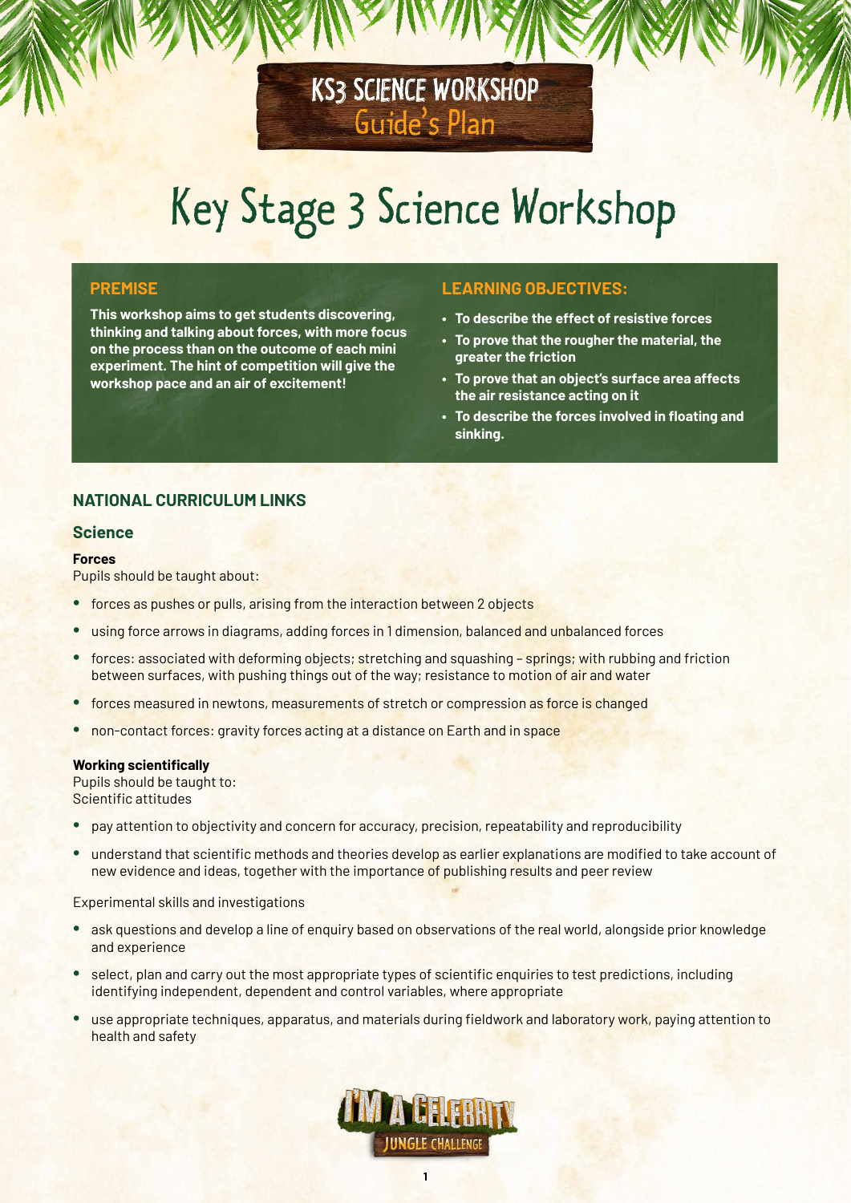KS3 SCIENCE WORKSHOP
Guide's Plan

# Key Stage 3 Science Workshop

## PREMISE

**This workshop aims to get students discovering, thinking and talking about forces, with more focus on the process than on the outcome of each mini experiment. The hint of competition will give the workshop pace and an air of excitement!**

## LEARNING OBJECTIVES:

- **To describe the effect of resistive forces**
- **To prove that the rougher the material, the greater the friction**
- **To prove that an object's surface area affects the air resistance acting on it**
- **To describe the forces involved in floating and sinking.**

## NATIONAL CURRICULUM LINKS

### Science

**Forces**

Pupils should be taught about:

- forces as pushes or pulls, arising from the interaction between 2 objects
- using force arrows in diagrams, adding forces in 1 dimension, balanced and unbalanced forces
- forces: associated with deforming objects; stretching and squashing – springs; with rubbing and friction between surfaces, with pushing things out of the way; resistance to motion of air and water
- forces measured in newtons, measurements of stretch or compression as force is changed
- non-contact forces: gravity forces acting at a distance on Earth and in space

**Working scientifically**

Pupils should be taught to:

Scientific attitudes

- pay attention to objectivity and concern for accuracy, precision, repeatability and reproducibility
- understand that scientific methods and theories develop as earlier explanations are modified to take account of new evidence and ideas, together with the importance of publishing results and peer review

Experimental skills and investigations

- ask questions and develop a line of enquiry based on observations of the real world, alongside prior knowledge and experience
- select, plan and carry out the most appropriate types of scientific enquiries to test predictions, including identifying independent, dependent and control variables, where appropriate
- use appropriate techniques, apparatus, and materials during fieldwork and laboratory work, paying attention to health and safety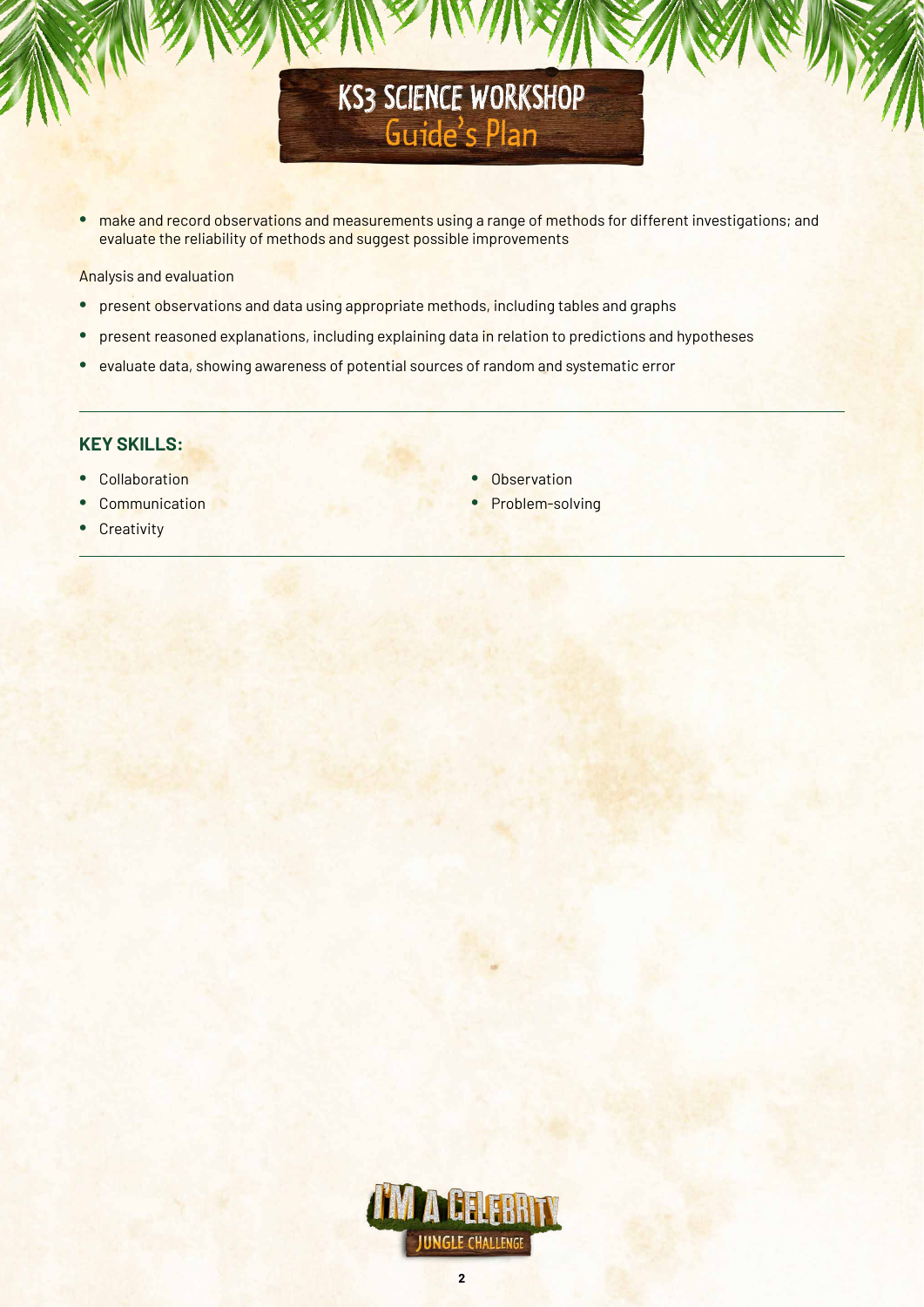- make and record observations and measurements using a range of methods for different investigations; and evaluate the reliability of methods and suggest possible improvements

Analysis and evaluation

- present observations and data using appropriate methods, including tables and graphs
- present reasoned explanations, including explaining data in relation to predictions and hypotheses
- evaluate data, showing awareness of potential sources of random and systematic error

---

**KEY SKILLS:**

- Collaboration
- Communication
- Creativity
- Observation
- Problem-solving

---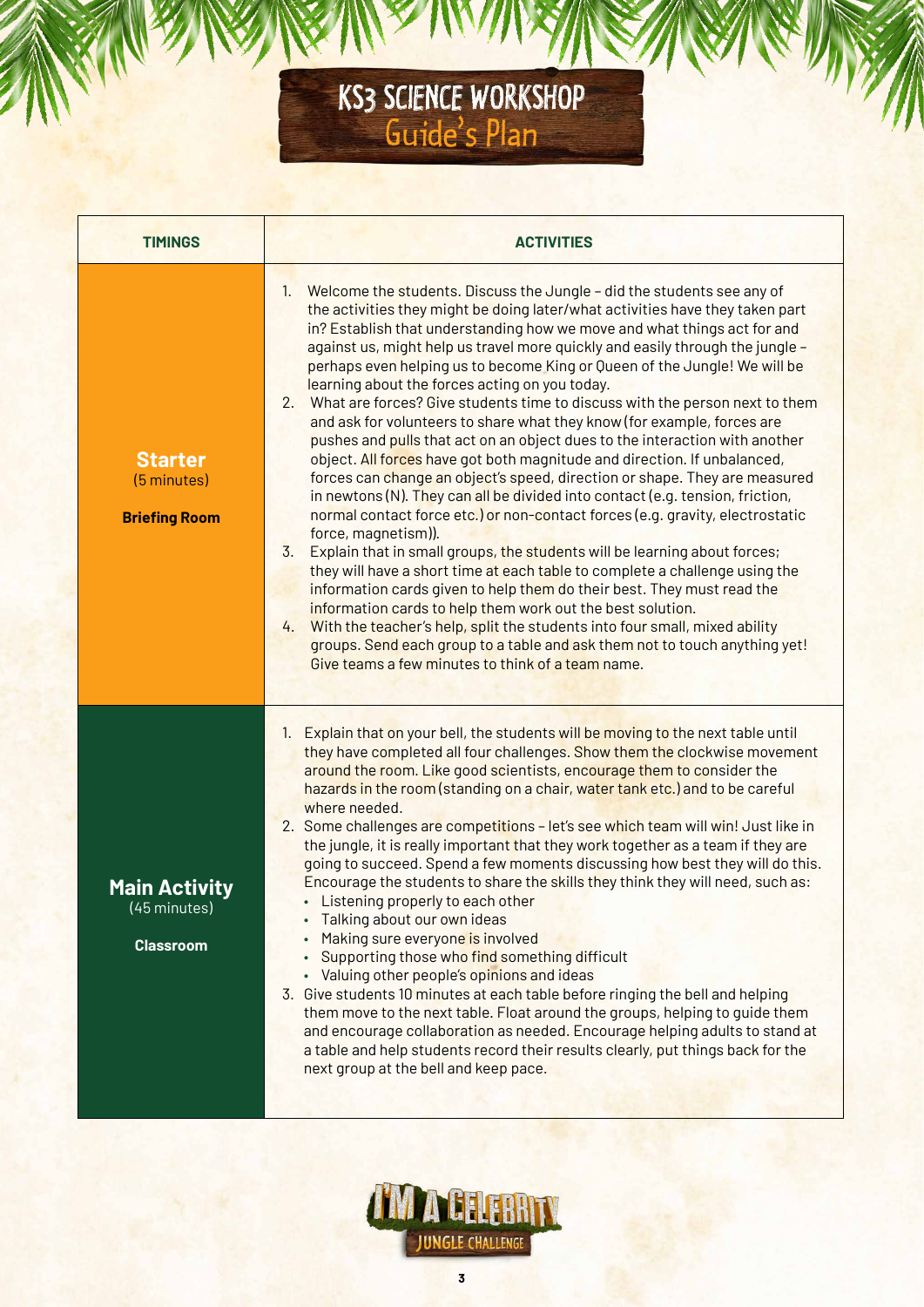# KS3 SCIENCE WORKSHOP
## Guide's Plan

| TIMINGS | ACTIVITIES |
|---|---|
| **Starter** (5 minutes) **Briefing Room** | 1. Welcome the students. Discuss the Jungle – did the students see any of the activities they might be doing later/what activities have they taken part in? Establish that understanding how we move and what things act for and against us, might help us travel more quickly and easily through the jungle – perhaps even helping us to become King or Queen of the Jungle! We will be learning about the forces acting on you today.<br>2. What are forces? Give students time to discuss with the person next to them and ask for volunteers to share what they know (for example, forces are pushes and pulls that act on an object dues to the interaction with another object. All forces have got both magnitude and direction. If unbalanced, forces can change an object's speed, direction or shape. They are measured in newtons (N). They can all be divided into contact (e.g. tension, friction, normal contact force etc.) or non-contact forces (e.g. gravity, electrostatic force, magnetism)).<br>3. Explain that in small groups, the students will be learning about forces; they will have a short time at each table to complete a challenge using the information cards given to help them do their best. They must read the information cards to help them work out the best solution.<br>4. With the teacher's help, split the students into four small, mixed ability groups. Send each group to a table and ask them not to touch anything yet! Give teams a few minutes to think of a team name. |
| **Main Activity** (45 minutes) **Classroom** | 1. Explain that on your bell, the students will be moving to the next table until they have completed all four challenges. Show them the clockwise movement around the room. Like good scientists, encourage them to consider the hazards in the room (standing on a chair, water tank etc.) and to be careful where needed.<br>2. Some challenges are competitions – let's see which team will win! Just like in the jungle, it is really important that they work together as a team if they are going to succeed. Spend a few moments discussing how best they will do this. Encourage the students to share the skills they think they will need, such as:<br>• Listening properly to each other<br>• Talking about our own ideas<br>• Making sure everyone is involved<br>• Supporting those who find something difficult<br>• Valuing other people's opinions and ideas<br>3. Give students 10 minutes at each table before ringing the bell and helping them move to the next table. Float around the groups, helping to guide them and encourage collaboration as needed. Encourage helping adults to stand at a table and help students record their results clearly, put things back for the next group at the bell and keep pace. |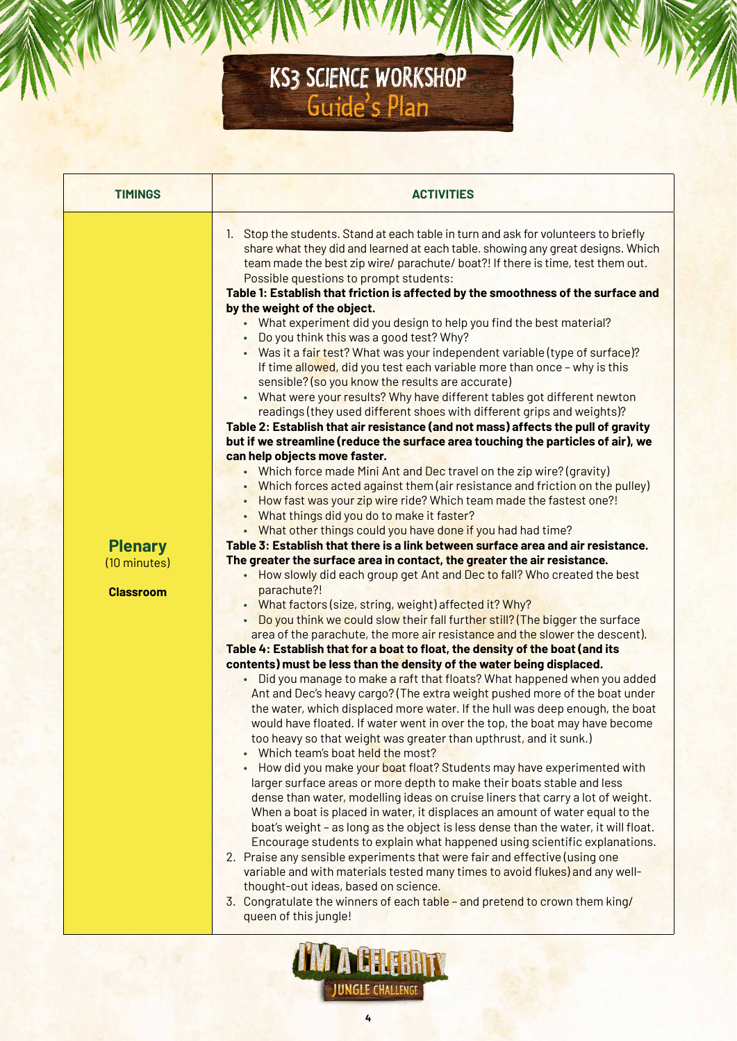# KS3 SCIENCE WORKSHOP
## Guide's Plan

| TIMINGS | ACTIVITIES |
|---|---|
| **Plenary** (10 minutes) **Classroom** | 1. Stop the students. Stand at each table in turn and ask for volunteers to briefly share what they did and learned at each table. showing any great designs. Which team made the best zip wire/ parachute/ boat?! If there is time, test them out. Possible questions to prompt students:<br>**Table 1: Establish that friction is affected by the smoothness of the surface and by the weight of the object.**<br>• What experiment did you design to help you find the best material?<br>• Do you think this was a good test? Why?<br>• Was it a fair test? What was your independent variable (type of surface)? If time allowed, did you test each variable more than once – why is this sensible? (so you know the results are accurate)<br>• What were your results? Why have different tables got different newton readings (they used different shoes with different grips and weights)?<br>**Table 2: Establish that air resistance (and not mass) affects the pull of gravity but if we streamline (reduce the surface area touching the particles of air), we can help objects move faster.**<br>• Which force made Mini Ant and Dec travel on the zip wire? (gravity)<br>• Which forces acted against them (air resistance and friction on the pulley)<br>• How fast was your zip wire ride? Which team made the fastest one?!<br>• What things did you do to make it faster?<br>• What other things could you have done if you had had time?<br>**Table 3: Establish that there is a link between surface area and air resistance. The greater the surface area in contact, the greater the air resistance.**<br>• How slowly did each group get Ant and Dec to fall? Who created the best parachute?!<br>• What factors (size, string, weight) affected it? Why?<br>• Do you think we could slow their fall further still? (The bigger the surface area of the parachute, the more air resistance and the slower the descent).<br>**Table 4: Establish that for a boat to float, the density of the boat (and its contents) must be less than the density of the water being displaced.**<br>• Did you manage to make a raft that floats? What happened when you added Ant and Dec's heavy cargo? (The extra weight pushed more of the boat under the water, which displaced more water. If the hull was deep enough, the boat would have floated. If water went in over the top, the boat may have become too heavy so that weight was greater than upthrust, and it sunk.)<br>• Which team's boat held the most?<br>• How did you make your boat float? Students may have experimented with larger surface areas or more depth to make their boats stable and less dense than water, modelling ideas on cruise liners that carry a lot of weight. When a boat is placed in water, it displaces an amount of water equal to the boat's weight – as long as the object is less dense than the water, it will float. Encourage students to explain what happened using scientific explanations.<br>2. Praise any sensible experiments that were fair and effective (using one variable and with materials tested many times to avoid flukes) and any well-thought-out ideas, based on science.<br>3. Congratulate the winners of each table – and pretend to crown them king/ queen of this jungle! |

I'M A CELEBRITY JUNGLE CHALLENGE